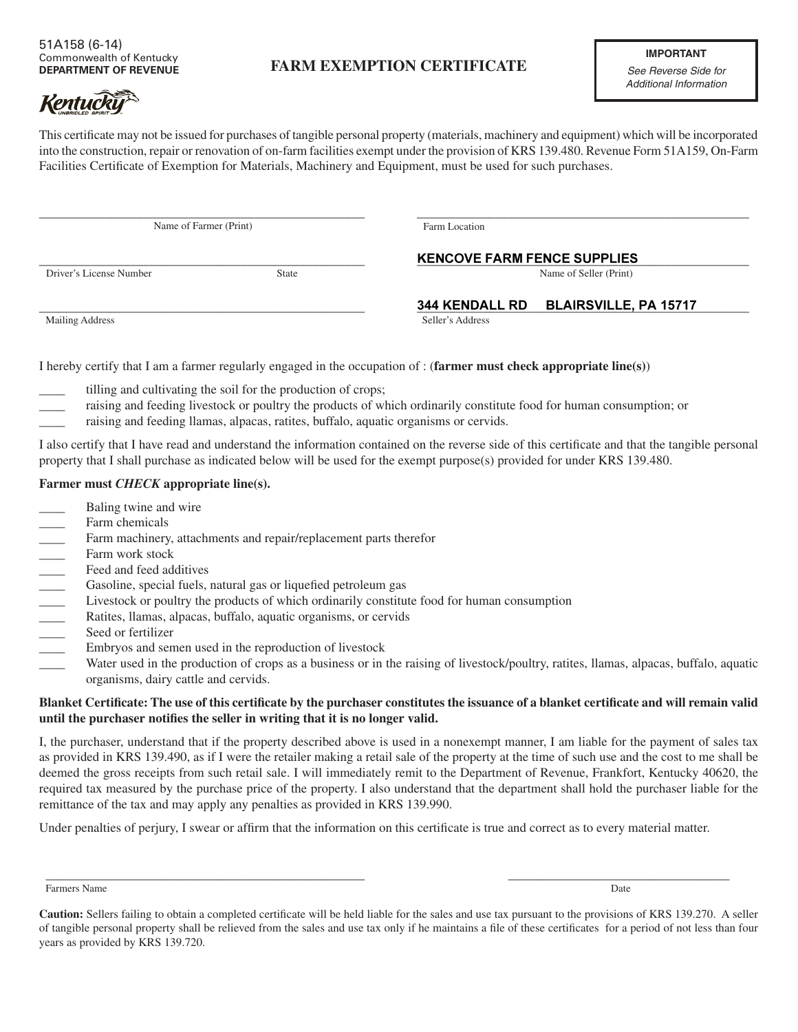51A158 (6-14)
Commonwealth of Kentucky
**DEPARTMENT OF REVENUE**

# FARM EXEMPTION CERTIFICATE

> **IMPORTANT**
> *See Reverse Side for Additional Information*

This certificate may not be issued for purchases of tangible personal property (materials, machinery and equipment) which will be incorporated into the construction, repair or renovation of on-farm facilities exempt under the provision of KRS 139.480. Revenue Form 51A159, On-Farm Facilities Certificate of Exemption for Materials, Machinery and Equipment, must be used for such purchases.

| | |
|---|---|
| \_\_\_\_\_\_\_\_\_\_\_\_\_\_\_\_\_\_\_\_\_\_\_\_\_\_\_\_ Name of Farmer (Print) | \_\_\_\_\_\_\_\_\_\_\_\_\_\_\_\_\_\_\_\_\_\_\_\_\_\_\_\_ Farm Location |
| \_\_\_\_\_\_\_\_\_\_\_\_\_\_\_\_\_\_\_\_\_\_\_\_\_\_\_\_ Driver's License Number State | **KENCOVE FARM FENCE SUPPLIES** Name of Seller (Print) |
| \_\_\_\_\_\_\_\_\_\_\_\_\_\_\_\_\_\_\_\_\_\_\_\_\_\_\_\_ Mailing Address | **344 KENDALL RD BLAIRSVILLE, PA 15717** Seller's Address |

I hereby certify that I am a farmer regularly engaged in the occupation of : (**farmer must check appropriate line(s)**)

\_\_\_\_ tilling and cultivating the soil for the production of crops;
\_\_\_\_ raising and feeding livestock or poultry the products of which ordinarily constitute food for human consumption; or
\_\_\_\_ raising and feeding llamas, alpacas, ratites, buffalo, aquatic organisms or cervids.

I also certify that I have read and understand the information contained on the reverse side of this certificate and that the tangible personal property that I shall purchase as indicated below will be used for the exempt purpose(s) provided for under KRS 139.480.

**Farmer must *CHECK* appropriate line(s).**

\_\_\_\_ Baling twine and wire
\_\_\_\_ Farm chemicals
\_\_\_\_ Farm machinery, attachments and repair/replacement parts therefor
\_\_\_\_ Farm work stock
\_\_\_\_ Feed and feed additives
\_\_\_\_ Gasoline, special fuels, natural gas or liquefied petroleum gas
\_\_\_\_ Livestock or poultry the products of which ordinarily constitute food for human consumption
\_\_\_\_ Ratites, llamas, alpacas, buffalo, aquatic organisms, or cervids
\_\_\_\_ Seed or fertilizer
\_\_\_\_ Embryos and semen used in the reproduction of livestock
\_\_\_\_ Water used in the production of crops as a business or in the raising of livestock/poultry, ratites, llamas, alpacas, buffalo, aquatic organisms, dairy cattle and cervids.

**Blanket Certificate: The use of this certificate by the purchaser constitutes the issuance of a blanket certificate and will remain valid until the purchaser notifies the seller in writing that it is no longer valid.**

I, the purchaser, understand that if the property described above is used in a nonexempt manner, I am liable for the payment of sales tax as provided in KRS 139.490, as if I were the retailer making a retail sale of the property at the time of such use and the cost to me shall be deemed the gross receipts from such retail sale. I will immediately remit to the Department of Revenue, Frankfort, Kentucky 40620, the required tax measured by the purchase price of the property. I also understand that the department shall hold the purchaser liable for the remittance of the tax and may apply any penalties as provided in KRS 139.990.

Under penalties of perjury, I swear or affirm that the information on this certificate is true and correct as to every material matter.

\_\_\_\_\_\_\_\_\_\_\_\_\_\_\_\_\_\_\_\_\_\_\_\_\_\_\_\_ Farmers Name

\_\_\_\_\_\_\_\_\_\_\_\_\_\_\_\_\_\_\_\_ Date

**Caution:** Sellers failing to obtain a completed certificate will be held liable for the sales and use tax pursuant to the provisions of KRS 139.270. A seller of tangible personal property shall be relieved from the sales and use tax only if he maintains a file of these certificates for a period of not less than four years as provided by KRS 139.720.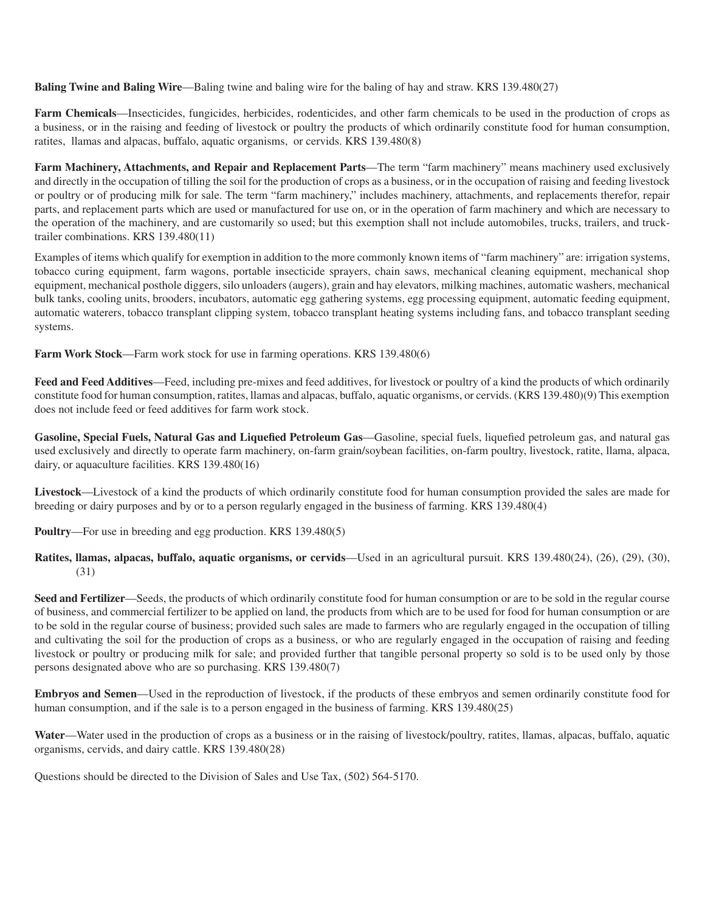**Baling Twine and Baling Wire**—Baling twine and baling wire for the baling of hay and straw. KRS 139.480(27)

**Farm Chemicals**—Insecticides, fungicides, herbicides, rodenticides, and other farm chemicals to be used in the production of crops as a business, or in the raising and feeding of livestock or poultry the products of which ordinarily constitute food for human consumption, ratites, llamas and alpacas, buffalo, aquatic organisms, or cervids. KRS 139.480(8)

**Farm Machinery, Attachments, and Repair and Replacement Parts**—The term "farm machinery" means machinery used exclusively and directly in the occupation of tilling the soil for the production of crops as a business, or in the occupation of raising and feeding livestock or poultry or of producing milk for sale. The term "farm machinery," includes machinery, attachments, and replacements therefor, repair parts, and replacement parts which are used or manufactured for use on, or in the operation of farm machinery and which are necessary to the operation of the machinery, and are customarily so used; but this exemption shall not include automobiles, trucks, trailers, and truck-trailer combinations. KRS 139.480(11)

Examples of items which qualify for exemption in addition to the more commonly known items of "farm machinery" are: irrigation systems, tobacco curing equipment, farm wagons, portable insecticide sprayers, chain saws, mechanical cleaning equipment, mechanical shop equipment, mechanical posthole diggers, silo unloaders (augers), grain and hay elevators, milking machines, automatic washers, mechanical bulk tanks, cooling units, brooders, incubators, automatic egg gathering systems, egg processing equipment, automatic feeding equipment, automatic waterers, tobacco transplant clipping system, tobacco transplant heating systems including fans, and tobacco transplant seeding systems.

**Farm Work Stock**—Farm work stock for use in farming operations. KRS 139.480(6)

**Feed and Feed Additives**—Feed, including pre-mixes and feed additives, for livestock or poultry of a kind the products of which ordinarily constitute food for human consumption, ratites, llamas and alpacas, buffalo, aquatic organisms, or cervids. (KRS 139.480)(9) This exemption does not include feed or feed additives for farm work stock.

**Gasoline, Special Fuels, Natural Gas and Liquefied Petroleum Gas**—Gasoline, special fuels, liquefied petroleum gas, and natural gas used exclusively and directly to operate farm machinery, on-farm grain/soybean facilities, on-farm poultry, livestock, ratite, llama, alpaca, dairy, or aquaculture facilities. KRS 139.480(16)

**Livestock**—Livestock of a kind the products of which ordinarily constitute food for human consumption provided the sales are made for breeding or dairy purposes and by or to a person regularly engaged in the business of farming. KRS 139.480(4)

**Poultry**—For use in breeding and egg production. KRS 139.480(5)

**Ratites, llamas, alpacas, buffalo, aquatic organisms, or cervids**—Used in an agricultural pursuit. KRS 139.480(24), (26), (29), (30), (31)

**Seed and Fertilizer**—Seeds, the products of which ordinarily constitute food for human consumption or are to be sold in the regular course of business, and commercial fertilizer to be applied on land, the products from which are to be used for food for human consumption or are to be sold in the regular course of business; provided such sales are made to farmers who are regularly engaged in the occupation of tilling and cultivating the soil for the production of crops as a business, or who are regularly engaged in the occupation of raising and feeding livestock or poultry or producing milk for sale; and provided further that tangible personal property so sold is to be used only by those persons designated above who are so purchasing. KRS 139.480(7)

**Embryos and Semen**—Used in the reproduction of livestock, if the products of these embryos and semen ordinarily constitute food for human consumption, and if the sale is to a person engaged in the business of farming. KRS 139.480(25)

**Water**—Water used in the production of crops as a business or in the raising of livestock/poultry, ratites, llamas, alpacas, buffalo, aquatic organisms, cervids, and dairy cattle. KRS 139.480(28)

Questions should be directed to the Division of Sales and Use Tax, (502) 564-5170.